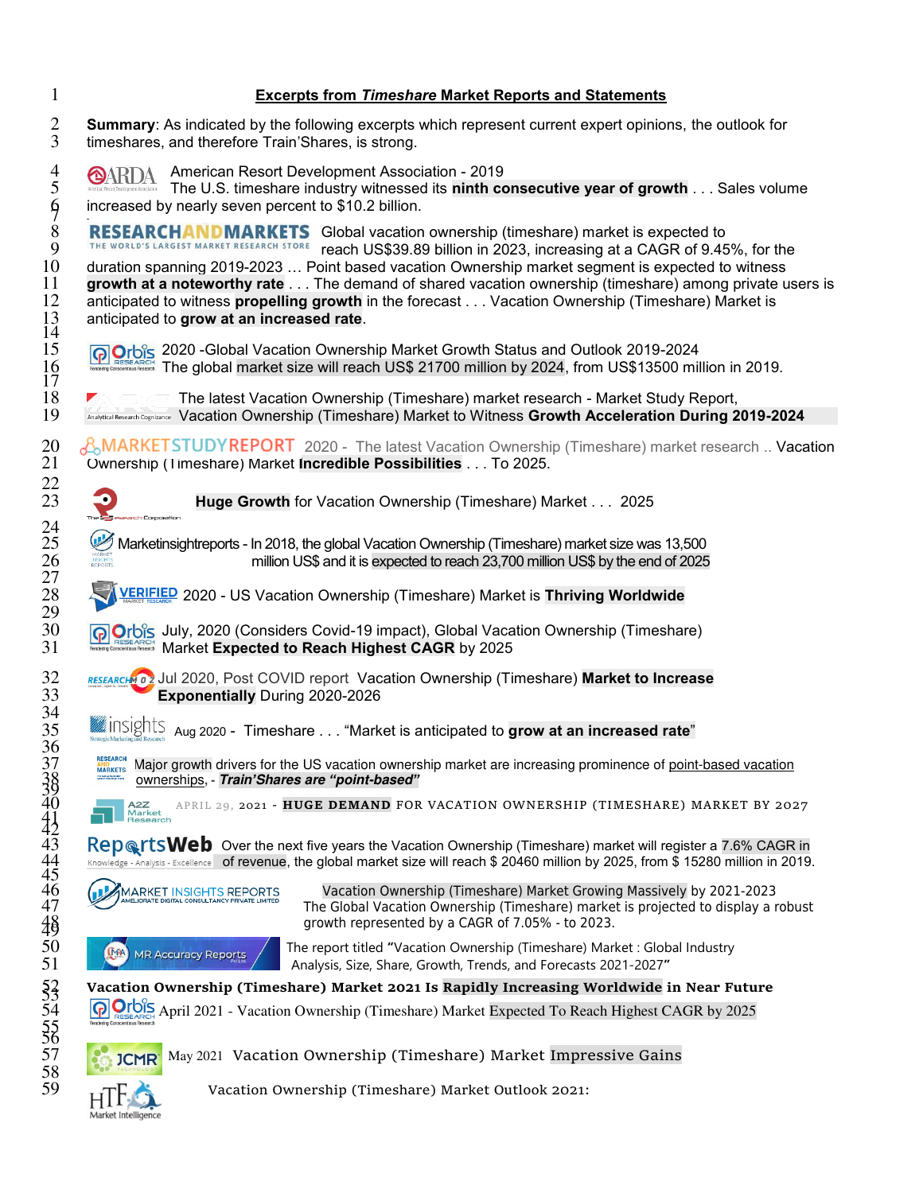## Excerpts from *Timeshare* Market Reports and Statements

**Summary**: As indicated by the following excerpts which represent current expert opinions, the outlook for timeshares, and therefore Train'Shares, is strong.

ARDA American Resort Development Association - 2019
The U.S. timeshare industry witnessed its **ninth consecutive year of growth** . . . Sales volume increased by nearly seven percent to $10.2 billion.

RESEARCHANDMARKETS THE WORLD'S LARGEST MARKET RESEARCH STORE Global vacation ownership (timeshare) market is expected to reach US$39.89 billion in 2023, increasing at a CAGR of 9.45%, for the duration spanning 2019-2023 … Point based vacation Ownership market segment is expected to witness **growth at a noteworthy rate** . . . The demand of shared vacation ownership (timeshare) among private users is anticipated to witness **propelling growth** in the forecast . . . Vacation Ownership (Timeshare) Market is anticipated to **grow at an increased rate**.

Orbis Research 2020 -Global Vacation Ownership Market Growth Status and Outlook 2019-2024
The global market size will reach US$ 21700 million by 2024, from US$13500 million in 2019.

Analytical Research Cognizance The latest Vacation Ownership (Timeshare) market research - Market Study Report, Vacation Ownership (Timeshare) Market to Witness **Growth Acceleration During 2019-2024**

MARKETSTUDYREPORT 2020 - The latest Vacation Ownership (Timeshare) market research .. Vacation Ownership (Timeshare) Market **Incredible Possibilities** . . . To 2025.

The Research Corporation **Huge Growth** for Vacation Ownership (Timeshare) Market . . . 2025

Marketinsightreports - In 2018, the global Vacation Ownership (Timeshare) market size was 13,500 million US$ and it is expected to reach 23,700 million US$ by the end of 2025

VERIFIED MARKET RESEARCH 2020 - US Vacation Ownership (Timeshare) Market is **Thriving Worldwide**

Orbis Research July, 2020 (Considers Covid-19 impact), Global Vacation Ownership (Timeshare) Market **Expected to Reach Highest CAGR** by 2025

RESEARCH MOZ Jul 2020, Post COVID report Vacation Ownership (Timeshare) **Market to Increase Exponentially** During 2020-2026

insights Strategic Marketing and Research Aug 2020 - Timeshare . . . "Market is anticipated to **grow at an increased rate**"

RESEARCH AND MARKETS Major growth drivers for the US vacation ownership market are increasing prominence of point-based vacation ownerships, - ***Train'Shares are "point-based"***

A2Z Market Research APRIL 29, 2021 - **HUGE DEMAND** FOR VACATION OWNERSHIP (TIMESHARE) MARKET BY 2027

ReportsWeb Knowledge - Analysis - Excellence Over the next five years the Vacation Ownership (Timeshare) market will register a 7.6% CAGR in of revenue, the global market size will reach $ 20460 million by 2025, from $ 15280 million in 2019.

MARKET INSIGHTS REPORTS AMELIORATE DIGITAL CONSULTANCY PRIVATE LIMITED Vacation Ownership (Timeshare) Market Growing Massively by 2021-2023
The Global Vacation Ownership (Timeshare) market is projected to display a robust growth represented by a CAGR of 7.05% - to 2023.

MR Accuracy Reports The report titled "Vacation Ownership (Timeshare) Market : Global Industry Analysis, Size, Share, Growth, Trends, and Forecasts 2021-2027"

**Vacation Ownership (Timeshare) Market 2021 Is Rapidly Increasing Worldwide in Near Future**

Orbis Research April 2021 - Vacation Ownership (Timeshare) Market Expected To Reach Highest CAGR by 2025

JCMR May 2021 Vacation Ownership (Timeshare) Market Impressive Gains

HTF Market Intelligence Vacation Ownership (Timeshare) Market Outlook 2021: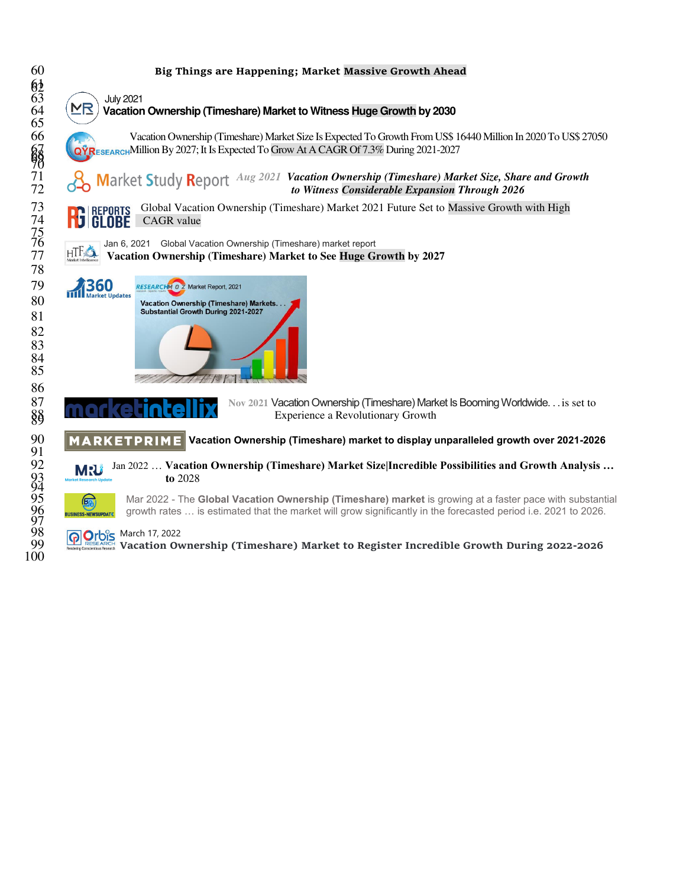**Big Things are Happening; Market Massive Growth Ahead**

July 2021
**Vacation Ownership (Timeshare) Market to Witness Huge Growth by 2030**

Vacation Ownership (Timeshare) Market Size Is Expected To Growth From US$ 16440 Million In 2020 To US$ 27050 Million By 2027; It Is Expected To Grow At A CAGR Of 7.3% During 2021-2027

*Aug 2021* ***Vacation Ownership (Timeshare) Market Size, Share and Growth to Witness Considerable Expansion Through 2026***

Global Vacation Ownership (Timeshare) Market 2021 Future Set to Massive Growth with High CAGR value

Jan 6, 2021 Global Vacation Ownership (Timeshare) market report
**Vacation Ownership (Timeshare) Market to See Huge Growth by 2027**

Market Report, 2021
**Vacation Ownership (Timeshare) Markets. . . Substantial Growth During 2021-2027**

Nov 2021 Vacation Ownership (Timeshare) Market Is Booming Worldwide. . . is set to Experience a Revolutionary Growth

**Vacation Ownership (Timeshare) market to display unparalleled growth over 2021-2026**

Jan 2022 … **Vacation Ownership (Timeshare) Market Size|Incredible Possibilities and Growth Analysis … to** 2028

Mar 2022 - The **Global Vacation Ownership (Timeshare) market** is growing at a faster pace with substantial growth rates … is estimated that the market will grow significantly in the forecasted period i.e. 2021 to 2026.

March 17, 2022
**Vacation Ownership (Timeshare) Market to Register Incredible Growth During 2022-2026**